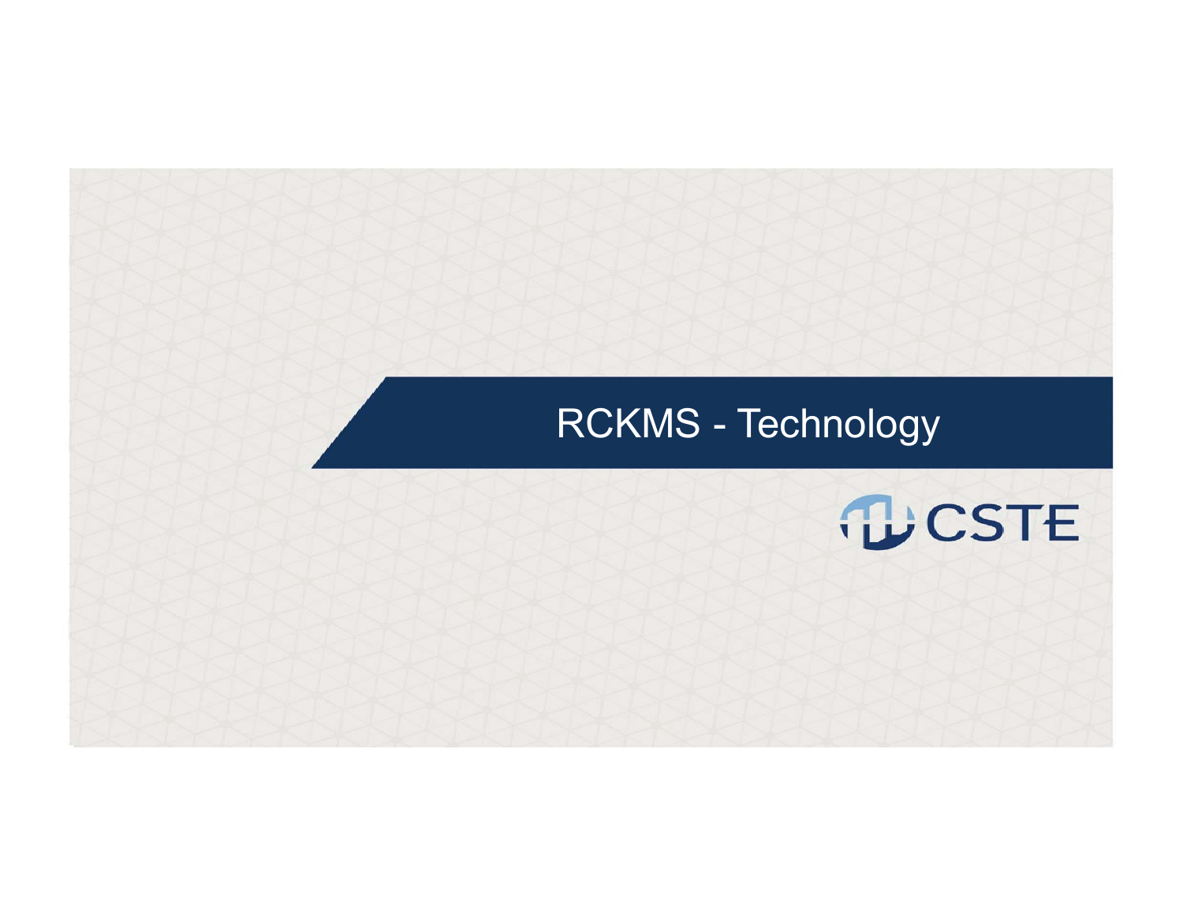# RCKMS - Technology

CSTE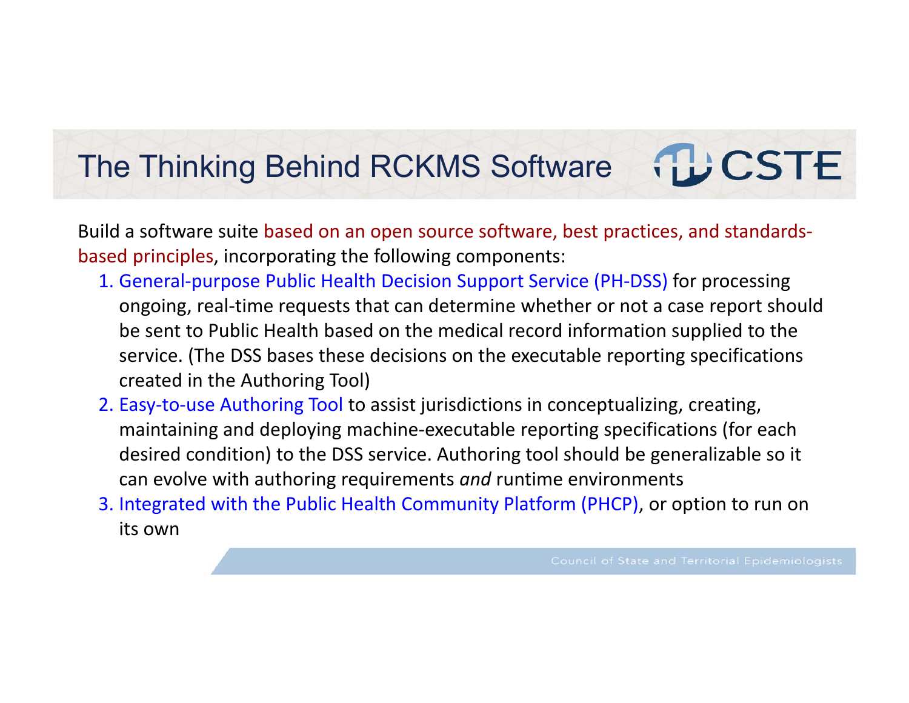# The Thinking Behind RCKMS Software

Build a software suite based on an open source software, best practices, and standards-based principles, incorporating the following components:

1. General-purpose Public Health Decision Support Service (PH-DSS) for processing ongoing, real-time requests that can determine whether or not a case report should be sent to Public Health based on the medical record information supplied to the service. (The DSS bases these decisions on the executable reporting specifications created in the Authoring Tool)
2. Easy-to-use Authoring Tool to assist jurisdictions in conceptualizing, creating, maintaining and deploying machine-executable reporting specifications (for each desired condition) to the DSS service. Authoring tool should be generalizable so it can evolve with authoring requirements *and* runtime environments
3. Integrated with the Public Health Community Platform (PHCP), or option to run on its own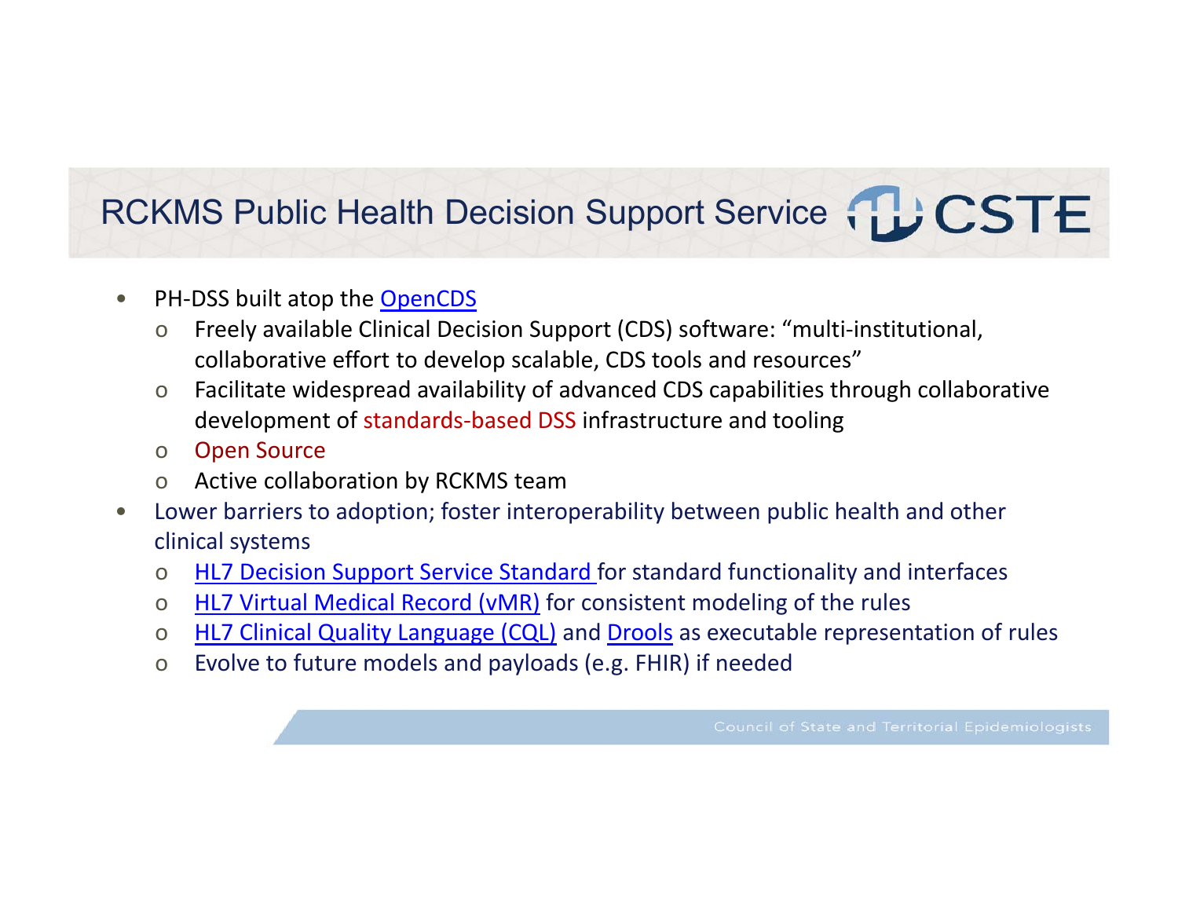# RCKMS Public Health Decision Support Service

- PH-DSS built atop the OpenCDS
  - Freely available Clinical Decision Support (CDS) software: "multi-institutional, collaborative effort to develop scalable, CDS tools and resources"
  - Facilitate widespread availability of advanced CDS capabilities through collaborative development of standards-based DSS infrastructure and tooling
  - Open Source
  - Active collaboration by RCKMS team
- Lower barriers to adoption; foster interoperability between public health and other clinical systems
  - HL7 Decision Support Service Standard for standard functionality and interfaces
  - HL7 Virtual Medical Record (vMR) for consistent modeling of the rules
  - HL7 Clinical Quality Language (CQL) and Drools as executable representation of rules
  - Evolve to future models and payloads (e.g. FHIR) if needed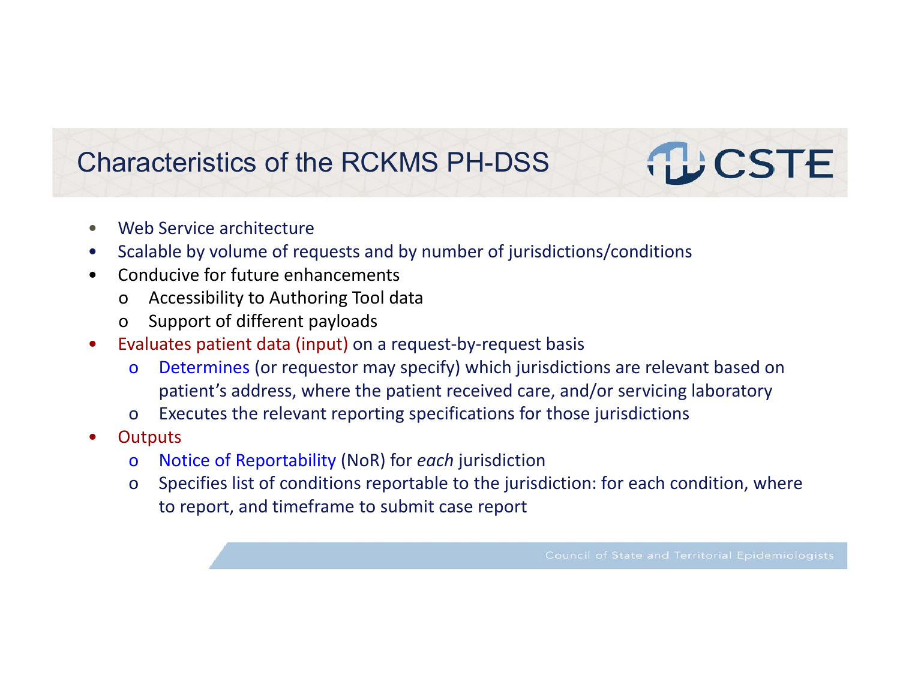# Characteristics of the RCKMS PH-DSS

- Web Service architecture
- Scalable by volume of requests and by number of jurisdictions/conditions
- Conducive for future enhancements
  - Accessibility to Authoring Tool data
  - Support of different payloads
- Evaluates patient data (input) on a request-by-request basis
  - Determines (or requestor may specify) which jurisdictions are relevant based on patient's address, where the patient received care, and/or servicing laboratory
  - Executes the relevant reporting specifications for those jurisdictions
- Outputs
  - Notice of Reportability (NoR) for *each* jurisdiction
  - Specifies list of conditions reportable to the jurisdiction: for each condition, where to report, and timeframe to submit case report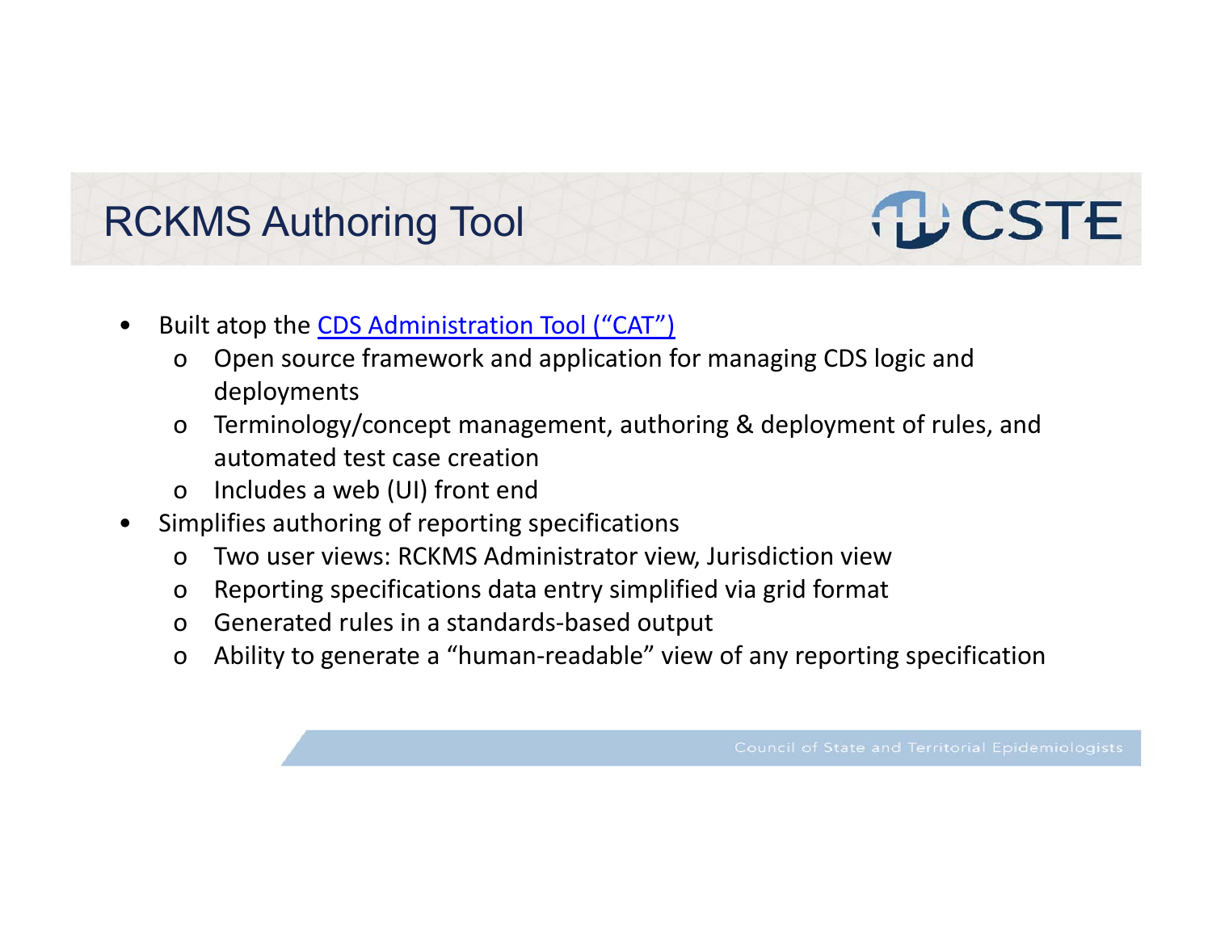# RCKMS Authoring Tool

- Built atop the CDS Administration Tool ("CAT")
  - Open source framework and application for managing CDS logic and deployments
  - Terminology/concept management, authoring & deployment of rules, and automated test case creation
  - Includes a web (UI) front end
- Simplifies authoring of reporting specifications
  - Two user views: RCKMS Administrator view, Jurisdiction view
  - Reporting specifications data entry simplified via grid format
  - Generated rules in a standards-based output
  - Ability to generate a "human-readable" view of any reporting specification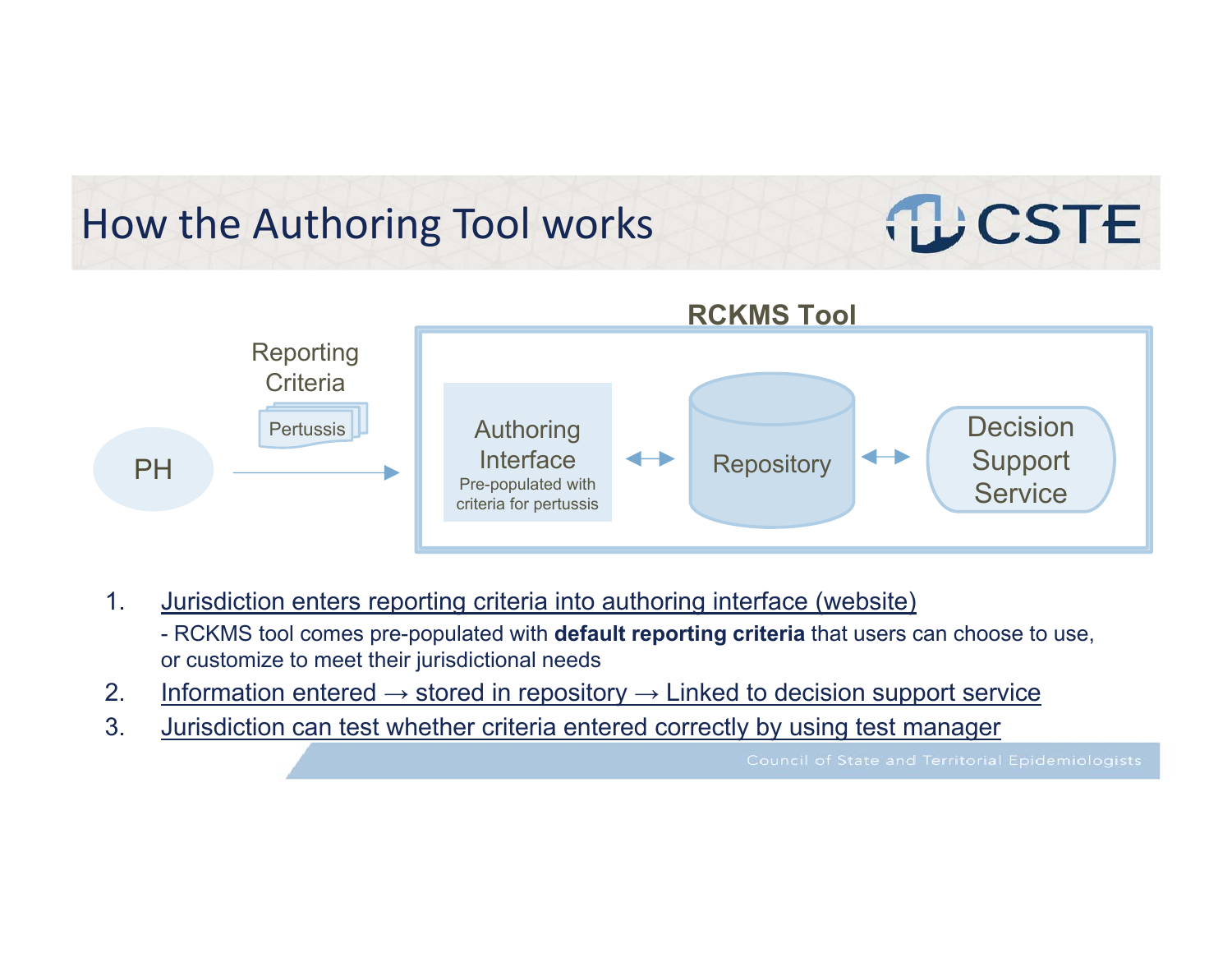# How the Authoring Tool works

**RCKMS Tool**

PH → Reporting Criteria (Pertussis) → Authoring Interface (Pre-populated with criteria for pertussis) ↔ Repository ↔ Decision Support Service

1. Jurisdiction enters reporting criteria into authoring interface (website)
   - RCKMS tool comes pre-populated with **default reporting criteria** that users can choose to use, or customize to meet their jurisdictional needs
2. Information entered → stored in repository → Linked to decision support service
3. Jurisdiction can test whether criteria entered correctly by using test manager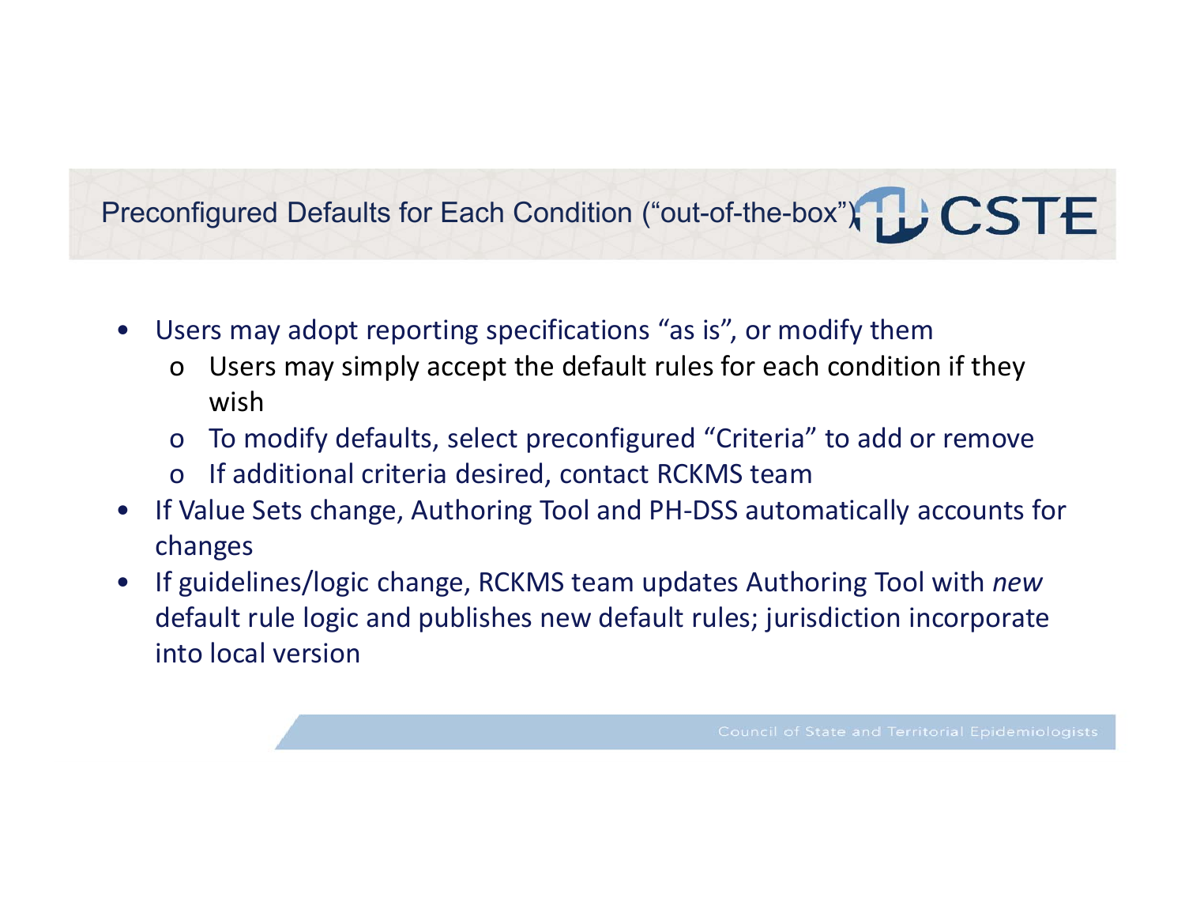## Preconfigured Defaults for Each Condition (“out-of-the-box”)

- Users may adopt reporting specifications “as is”, or modify them
  - Users may simply accept the default rules for each condition if they wish
  - To modify defaults, select preconfigured “Criteria” to add or remove
  - If additional criteria desired, contact RCKMS team
- If Value Sets change, Authoring Tool and PH-DSS automatically accounts for changes
- If guidelines/logic change, RCKMS team updates Authoring Tool with *new* default rule logic and publishes new default rules; jurisdiction incorporate into local version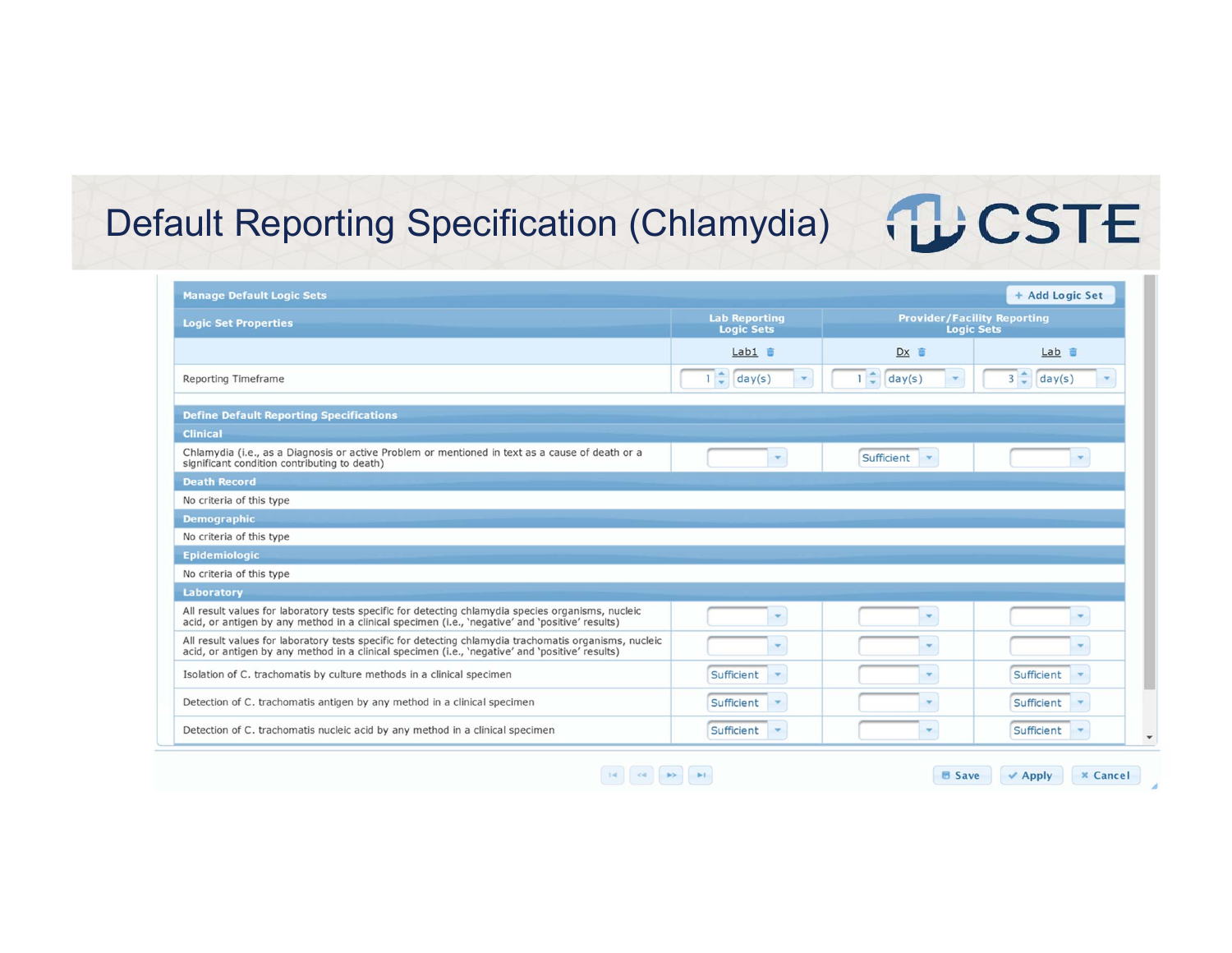# Default Reporting Specification (Chlamydia)

**Manage Default Logic Sets** — + Add Logic Set

| Logic Set Properties | Lab Reporting Logic Sets | Provider/Facility Reporting Logic Sets | |
|---|---|---|---|
| | Lab1 | Dx | Lab |
| Reporting Timeframe | 1 day(s) | 1 day(s) | 3 day(s) |
| **Define Default Reporting Specifications** | | | |
| **Clinical** | | | |
| Chlamydia (i.e., as a Diagnosis or active Problem or mentioned in text as a cause of death or a significant condition contributing to death) | | Sufficient | |
| **Death Record** | | | |
| No criteria of this type | | | |
| **Demographic** | | | |
| No criteria of this type | | | |
| **Epidemiologic** | | | |
| No criteria of this type | | | |
| **Laboratory** | | | |
| All result values for laboratory tests specific for detecting chlamydia species organisms, nucleic acid, or antigen by any method in a clinical specimen (i.e., 'negative' and 'positive' results) | | | |
| All result values for laboratory tests specific for detecting chlamydia trachomatis organisms, nucleic acid, or antigen by any method in a clinical specimen (i.e., 'negative' and 'positive' results) | | | |
| Isolation of C. trachomatis by culture methods in a clinical specimen | Sufficient | | Sufficient |
| Detection of C. trachomatis antigen by any method in a clinical specimen | Sufficient | | Sufficient |
| Detection of C. trachomatis nucleic acid by any method in a clinical specimen | Sufficient | | Sufficient |

Save | Apply | Cancel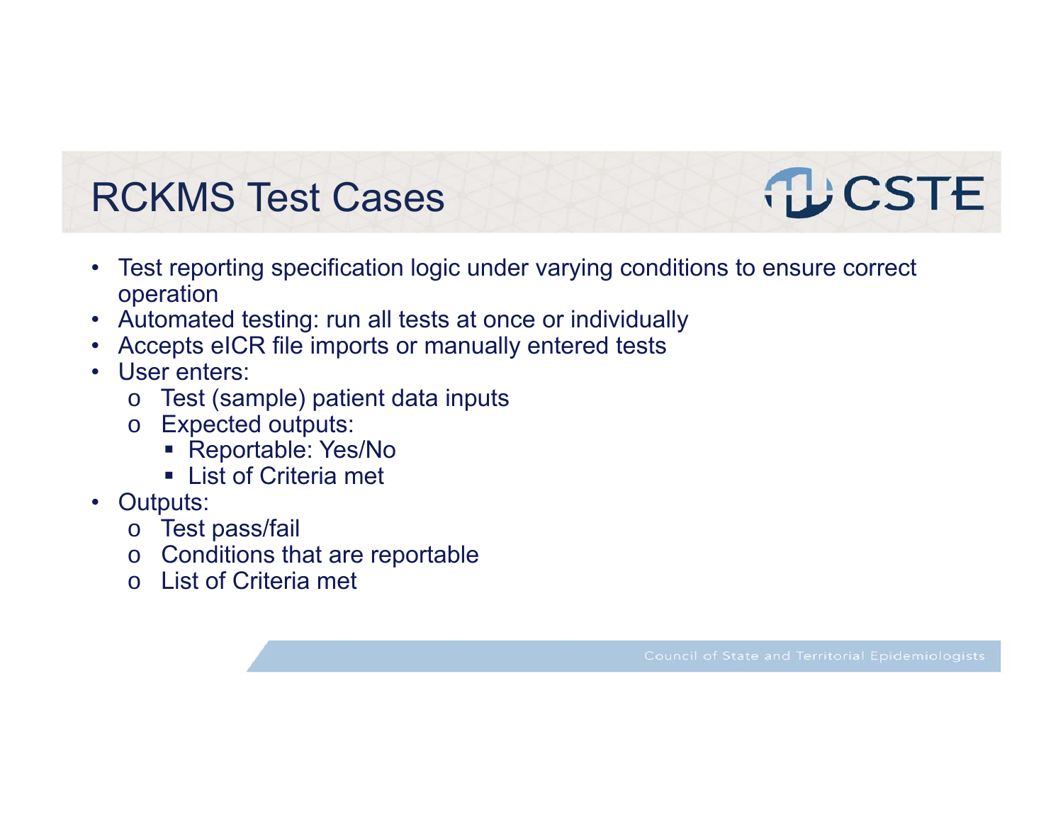# RCKMS Test Cases

- Test reporting specification logic under varying conditions to ensure correct operation
- Automated testing: run all tests at once or individually
- Accepts eICR file imports or manually entered tests
- User enters:
  - Test (sample) patient data inputs
  - Expected outputs:
    - Reportable: Yes/No
    - List of Criteria met
- Outputs:
  - Test pass/fail
  - Conditions that are reportable
  - List of Criteria met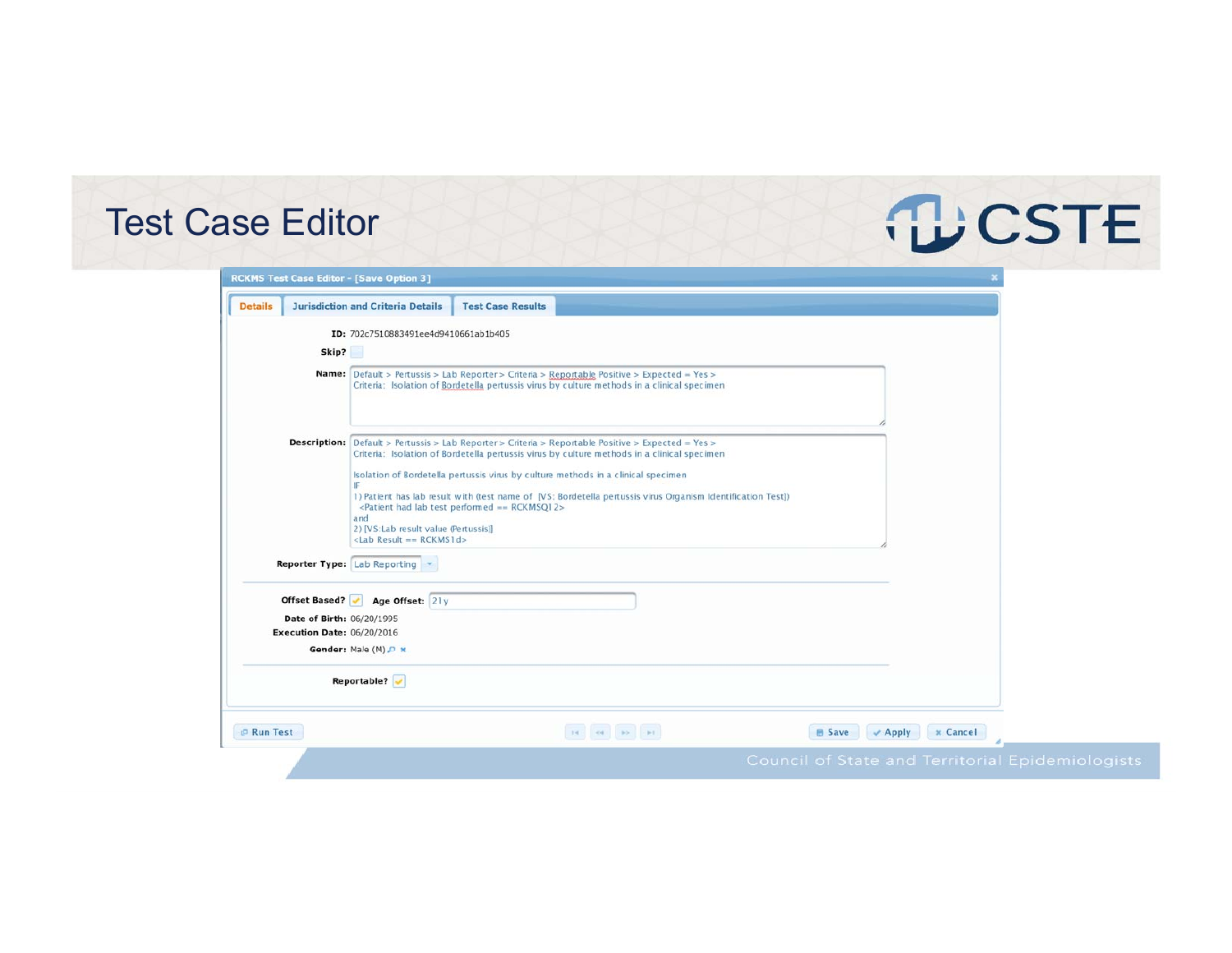# Test Case Editor

RCKMS Test Case Editor - [Save Option 3]

Details | Jurisdiction and Criteria Details | Test Case Results

**ID:** 702c7510883491ee4d9410661ab1b405

**Skip?**

**Name:** Default > Pertussis > Lab Reporter > Criteria > Reportable Positive > Expected = Yes > Criteria: Isolation of Bordetella pertussis virus by culture methods in a clinical specimen

**Description:** Default > Pertussis > Lab Reporter > Criteria > Reportable Positive > Expected = Yes > Criteria: Isolation of Bordetella pertussis virus by culture methods in a clinical specimen

Isolation of Bordetella pertussis virus by culture methods in a clinical specimen
IF
1) Patient has lab result with (test name of [VS: Bordetella pertussis virus Organism Identification Test])
<Patient had lab test performed == RCKMSQ12>
and
2) [VS:Lab result value (Pertussis)]
<Lab Result == RCKMS1d>

**Reporter Type:** Lab Reporting

**Offset Based?** ✓ **Age Offset:** 21y

**Date of Birth:** 06/20/1995

**Execution Date:** 06/20/2016

**Gender:** Male (M)

**Reportable?** ✓

Run Test | Save | Apply | Cancel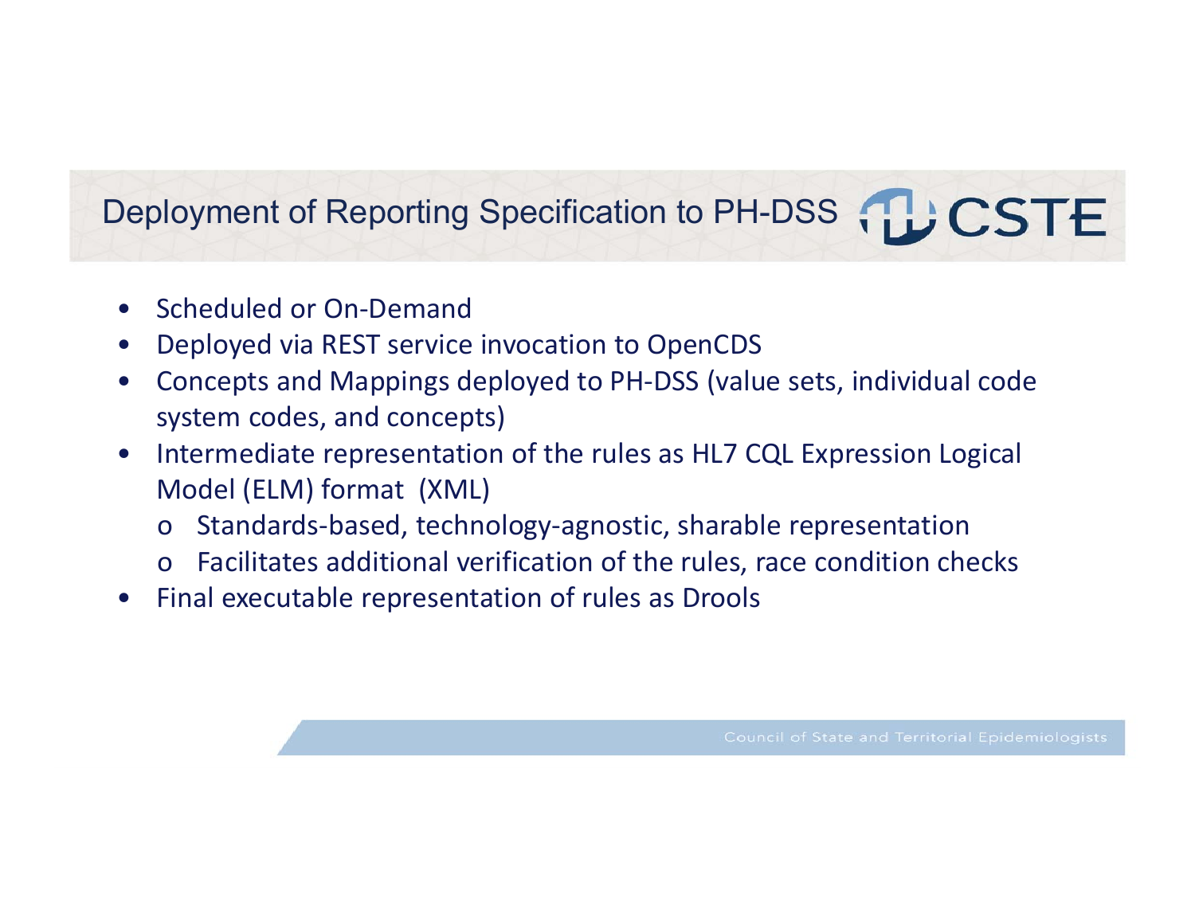# Deployment of Reporting Specification to PH-DSS

- Scheduled or On-Demand
- Deployed via REST service invocation to OpenCDS
- Concepts and Mappings deployed to PH-DSS (value sets, individual code system codes, and concepts)
- Intermediate representation of the rules as HL7 CQL Expression Logical Model (ELM) format (XML)
  - Standards-based, technology-agnostic, sharable representation
  - Facilitates additional verification of the rules, race condition checks
- Final executable representation of rules as Drools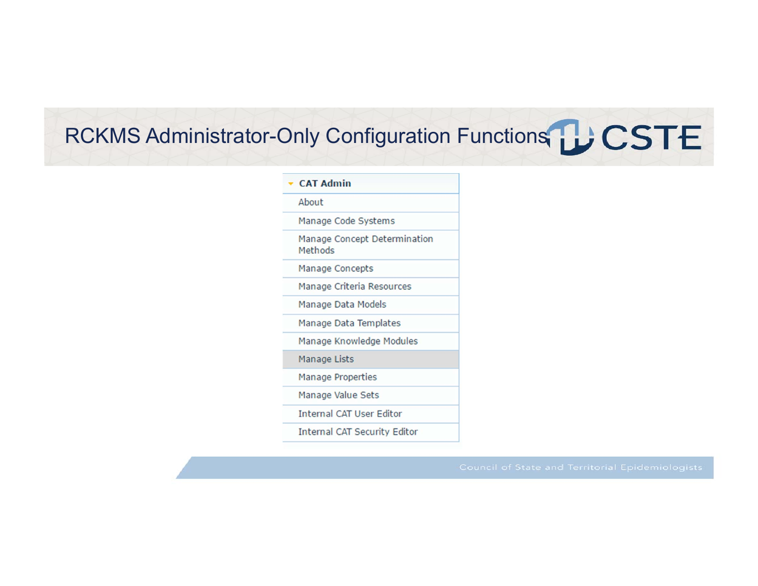# RCKMS Administrator-Only Configuration Functions

- **CAT Admin**
  - About
  - Manage Code Systems
  - Manage Concept Determination Methods
  - Manage Concepts
  - Manage Criteria Resources
  - Manage Data Models
  - Manage Data Templates
  - Manage Knowledge Modules
  - Manage Lists
  - Manage Properties
  - Manage Value Sets
  - Internal CAT User Editor
  - Internal CAT Security Editor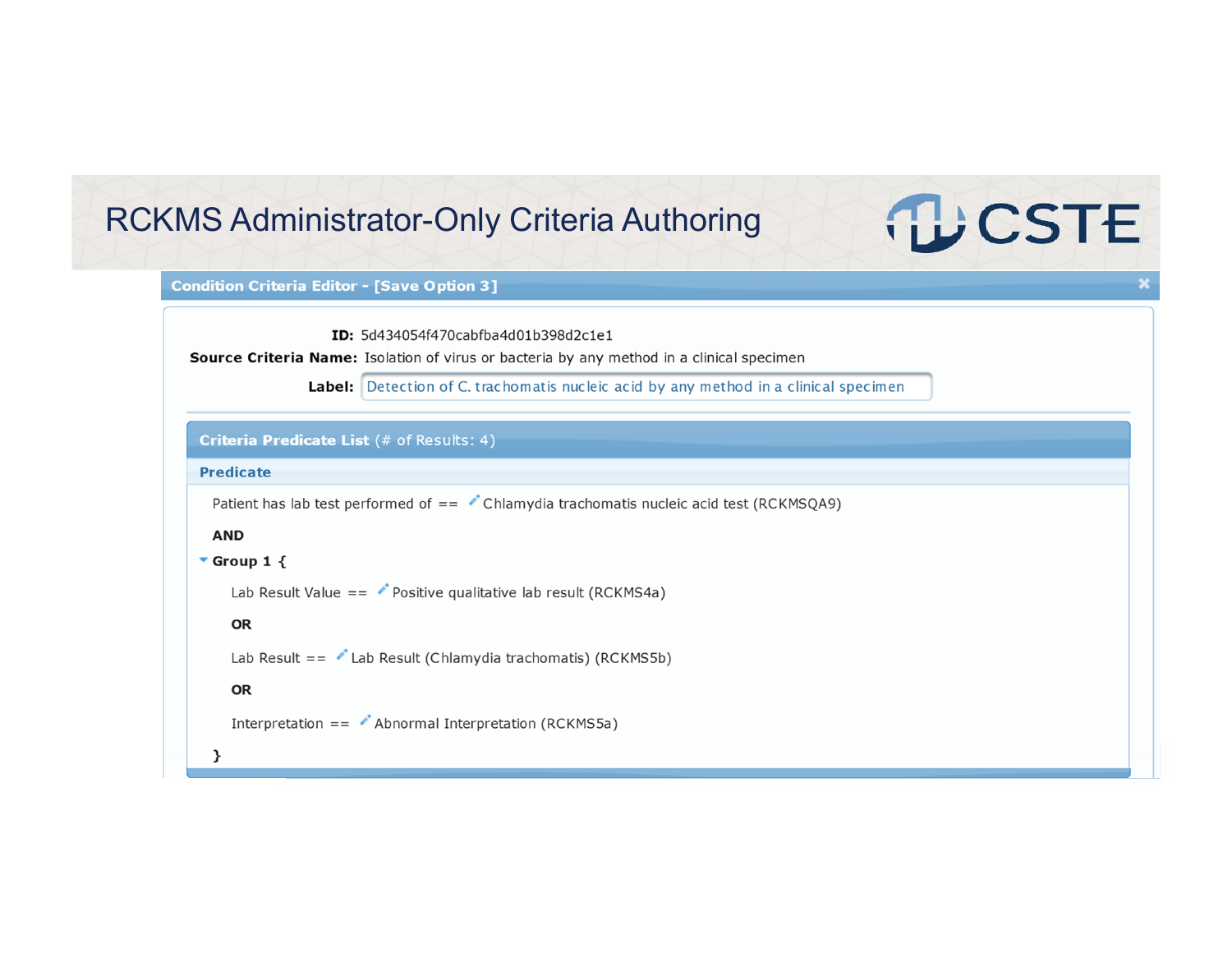# RCKMS Administrator-Only Criteria Authoring

CSTE

**Condition Criteria Editor - [Save Option 3]**

**ID:** 5d434054f470cabfba4d01b398d2c1e1

**Source Criteria Name:** Isolation of virus or bacteria by any method in a clinical specimen

**Label:** Detection of C. trachomatis nucleic acid by any method in a clinical specimen

**Criteria Predicate List** (# of Results: 4)

**Predicate**

Patient has lab test performed of == Chlamydia trachomatis nucleic acid test (RCKMSQA9)

**AND**

**Group 1 {**

Lab Result Value == Positive qualitative lab result (RCKMS4a)

**OR**

Lab Result == Lab Result (Chlamydia trachomatis) (RCKMS5b)

**OR**

Interpretation == Abnormal Interpretation (RCKMS5a)

**}**